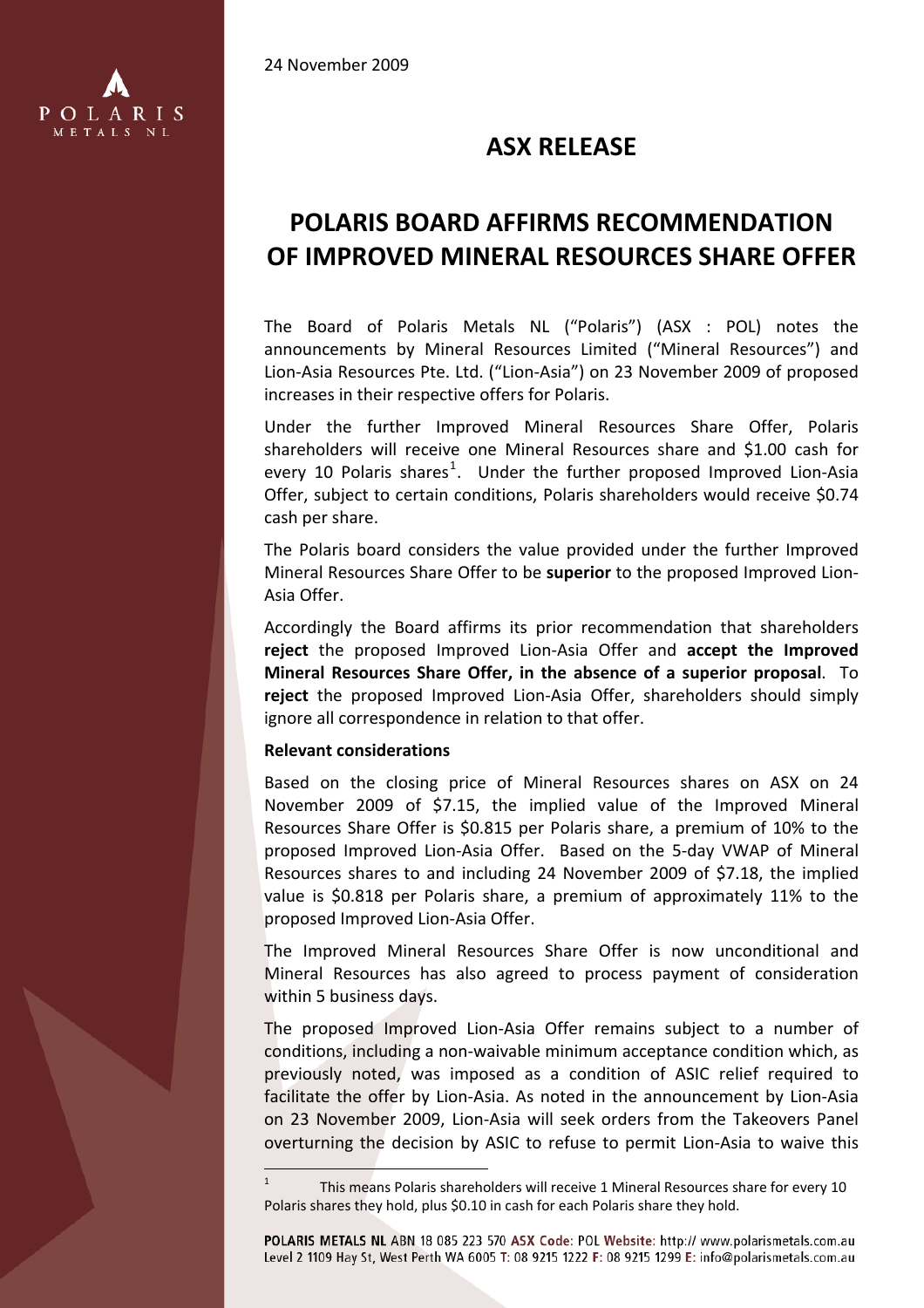24 November 2009

# ASX RELEASE

# POLARIS BOARD AFFIRMS RECOMMENDATION OF IMPROVED MINERAL RESOURCES SHARE OFFER

The Board of Polaris Metals NL ("Polaris") (ASX : POL) notes the announcements by Mineral Resources Limited ("Mineral Resources") and Lion-Asia Resources Pte. Ltd. ("Lion-Asia") on 23 November 2009 of proposed increases in their respective offers for Polaris.

Under the further Improved Mineral Resources Share Offer, Polaris shareholders will receive one Mineral Resources share and $1.00 cash for every 10 Polaris shares[1]. Under the further proposed Improved Lion-Asia Offer, subject to certain conditions, Polaris shareholders would receive $0.74 cash per share.

The Polaris board considers the value provided under the further Improved Mineral Resources Share Offer to be **superior** to the proposed Improved Lion-Asia Offer.

Accordingly the Board affirms its prior recommendation that shareholders **reject** the proposed Improved Lion-Asia Offer and **accept the Improved Mineral Resources Share Offer, in the absence of a superior proposal**. To **reject** the proposed Improved Lion-Asia Offer, shareholders should simply ignore all correspondence in relation to that offer.

**Relevant considerations**

Based on the closing price of Mineral Resources shares on ASX on 24 November 2009 of $7.15, the implied value of the Improved Mineral Resources Share Offer is $0.815 per Polaris share, a premium of 10% to the proposed Improved Lion-Asia Offer. Based on the 5-day VWAP of Mineral Resources shares to and including 24 November 2009 of $7.18, the implied value is $0.818 per Polaris share, a premium of approximately 11% to the proposed Improved Lion-Asia Offer.

The Improved Mineral Resources Share Offer is now unconditional and Mineral Resources has also agreed to process payment of consideration within 5 business days.

The proposed Improved Lion-Asia Offer remains subject to a number of conditions, including a non-waivable minimum acceptance condition which, as previously noted, was imposed as a condition of ASIC relief required to facilitate the offer by Lion-Asia. As noted in the announcement by Lion-Asia on 23 November 2009, Lion-Asia will seek orders from the Takeovers Panel overturning the decision by ASIC to refuse to permit Lion-Asia to waive this

[1] This means Polaris shareholders will receive 1 Mineral Resources share for every 10 Polaris shares they hold, plus $0.10 in cash for each Polaris share they hold.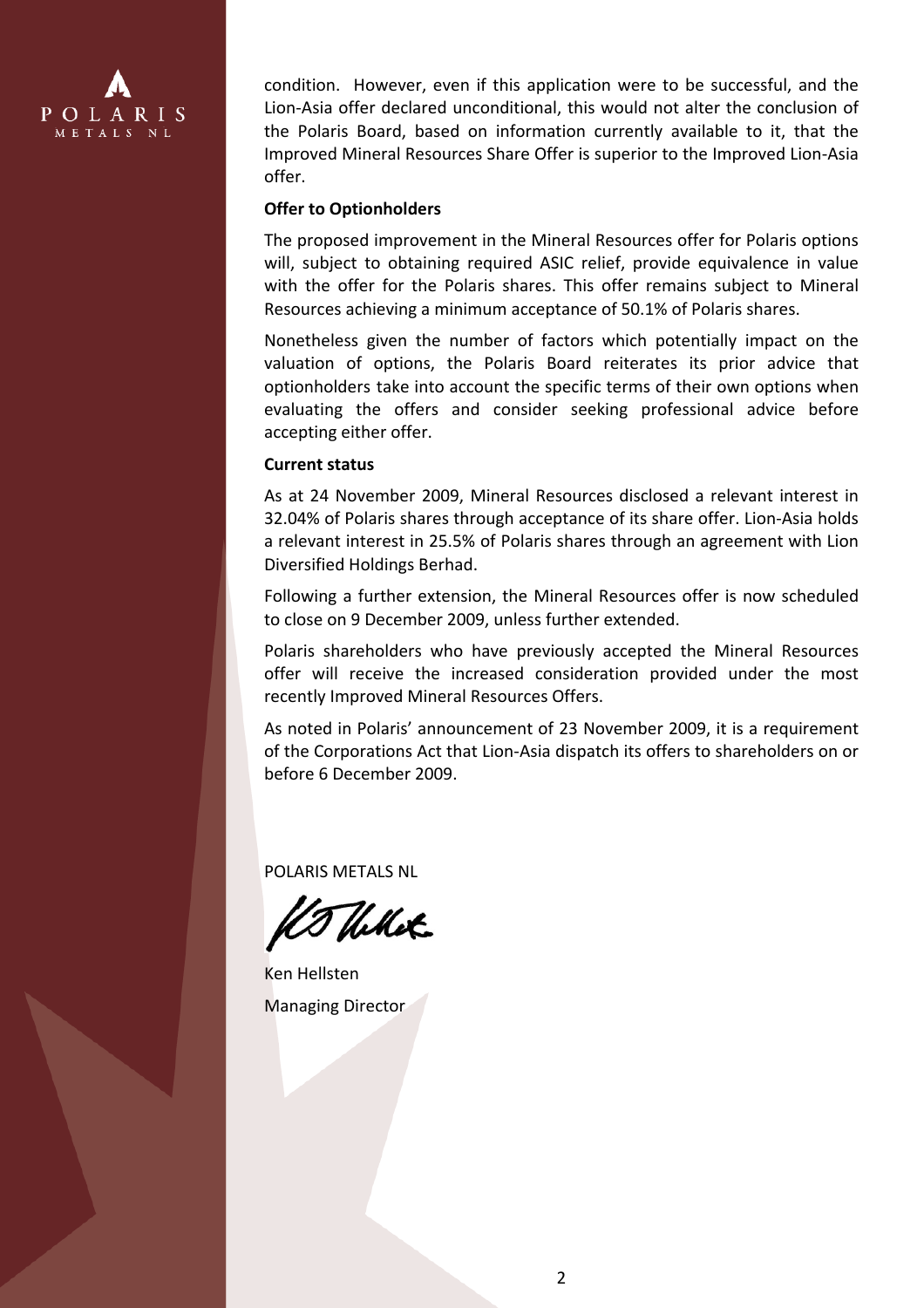condition. However, even if this application were to be successful, and the Lion-Asia offer declared unconditional, this would not alter the conclusion of the Polaris Board, based on information currently available to it, that the Improved Mineral Resources Share Offer is superior to the Improved Lion-Asia offer.

**Offer to Optionholders**

The proposed improvement in the Mineral Resources offer for Polaris options will, subject to obtaining required ASIC relief, provide equivalence in value with the offer for the Polaris shares. This offer remains subject to Mineral Resources achieving a minimum acceptance of 50.1% of Polaris shares.

Nonetheless given the number of factors which potentially impact on the valuation of options, the Polaris Board reiterates its prior advice that optionholders take into account the specific terms of their own options when evaluating the offers and consider seeking professional advice before accepting either offer.

**Current status**

As at 24 November 2009, Mineral Resources disclosed a relevant interest in 32.04% of Polaris shares through acceptance of its share offer. Lion-Asia holds a relevant interest in 25.5% of Polaris shares through an agreement with Lion Diversified Holdings Berhad.

Following a further extension, the Mineral Resources offer is now scheduled to close on 9 December 2009, unless further extended.

Polaris shareholders who have previously accepted the Mineral Resources offer will receive the increased consideration provided under the most recently Improved Mineral Resources Offers.

As noted in Polaris' announcement of 23 November 2009, it is a requirement of the Corporations Act that Lion-Asia dispatch its offers to shareholders on or before 6 December 2009.

POLARIS METALS NL

Ken Hellsten
Managing Director